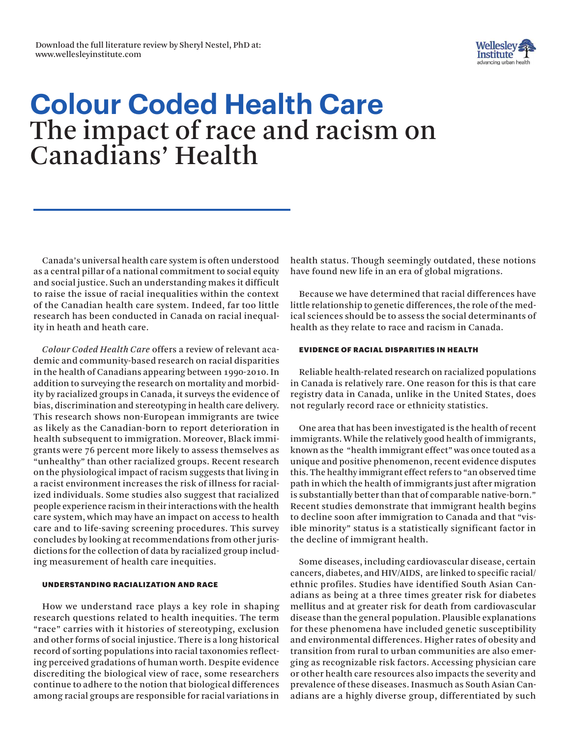Download the full literature review by Sheryl Nestel, PhD at: www.wellesleyinstitute.com

Wellesley Institute
advancing urban health

# Colour Coded Health Care
## The impact of race and racism on Canadians' Health

Canada's universal health care system is often understood as a central pillar of a national commitment to social equity and social justice. Such an understanding makes it difficult to raise the issue of racial inequalities within the context of the Canadian health care system. Indeed, far too little research has been conducted in Canada on racial inequality in heath and heath care.

*Colour Coded Health Care* offers a review of relevant academic and community-based research on racial disparities in the health of Canadians appearing between 1990-2010. In addition to surveying the research on mortality and morbidity by racialized groups in Canada, it surveys the evidence of bias, discrimination and stereotyping in health care delivery. This research shows non-European immigrants are twice as likely as the Canadian-born to report deterioration in health subsequent to immigration. Moreover, Black immigrants were 76 percent more likely to assess themselves as "unhealthy" than other racialized groups. Recent research on the physiological impact of racism suggests that living in a racist environment increases the risk of illness for racialized individuals. Some studies also suggest that racialized people experience racism in their interactions with the health care system, which may have an impact on access to health care and to life-saving screening procedures. This survey concludes by looking at recommendations from other jurisdictions for the collection of data by racialized group including measurement of health care inequities.

#### UNDERSTANDING RACIALIZATION AND RACE

How we understand race plays a key role in shaping research questions related to health inequities. The term "race" carries with it histories of stereotyping, exclusion and other forms of social injustice. There is a long historical record of sorting populations into racial taxonomies reflecting perceived gradations of human worth. Despite evidence discrediting the biological view of race, some researchers continue to adhere to the notion that biological differences among racial groups are responsible for racial variations in health status. Though seemingly outdated, these notions have found new life in an era of global migrations.

Because we have determined that racial differences have little relationship to genetic differences, the role of the medical sciences should be to assess the social determinants of health as they relate to race and racism in Canada.

#### EVIDENCE OF RACIAL DISPARITIES IN HEALTH

Reliable health-related research on racialized populations in Canada is relatively rare. One reason for this is that care registry data in Canada, unlike in the United States, does not regularly record race or ethnicity statistics.

One area that has been investigated is the health of recent immigrants. While the relatively good health of immigrants, known as the "health immigrant effect" was once touted as a unique and positive phenomenon, recent evidence disputes this. The healthy immigrant effect refers to "an observed time path in which the health of immigrants just after migration is substantially better than that of comparable native-born." Recent studies demonstrate that immigrant health begins to decline soon after immigration to Canada and that "visible minority" status is a statistically significant factor in the decline of immigrant health.

Some diseases, including cardiovascular disease, certain cancers, diabetes, and HIV/AIDS, are linked to specific racial/ethnic profiles. Studies have identified South Asian Canadians as being at a three times greater risk for diabetes mellitus and at greater risk for death from cardiovascular disease than the general population. Plausible explanations for these phenomena have included genetic susceptibility and environmental differences. Higher rates of obesity and transition from rural to urban communities are also emerging as recognizable risk factors. Accessing physician care or other health care resources also impacts the severity and prevalence of these diseases. Inasmuch as South Asian Canadians are a highly diverse group, differentiated by such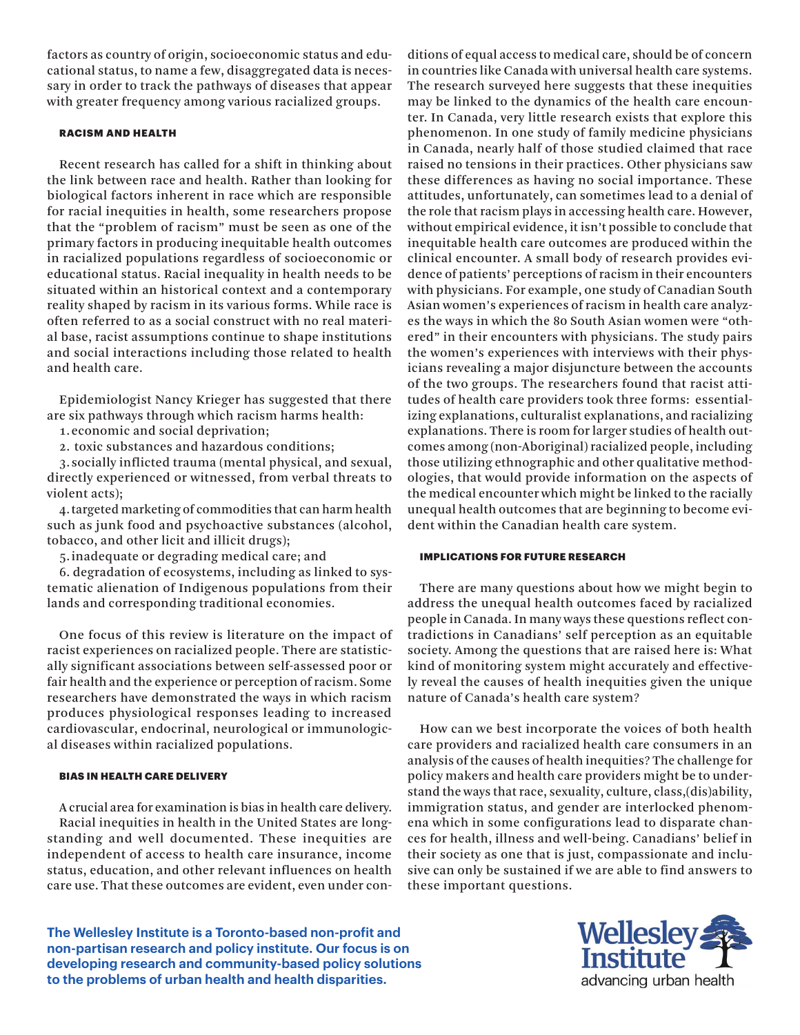factors as country of origin, socioeconomic status and educational status, to name a few, disaggregated data is necessary in order to track the pathways of diseases that appear with greater frequency among various racialized groups.

#### RACISM AND HEALTH

Recent research has called for a shift in thinking about the link between race and health. Rather than looking for biological factors inherent in race which are responsible for racial inequities in health, some researchers propose that the "problem of racism" must be seen as one of the primary factors in producing inequitable health outcomes in racialized populations regardless of socioeconomic or educational status. Racial inequality in health needs to be situated within an historical context and a contemporary reality shaped by racism in its various forms. While race is often referred to as a social construct with no real material base, racist assumptions continue to shape institutions and social interactions including those related to health and health care.

Epidemiologist Nancy Krieger has suggested that there are six pathways through which racism harms health:

1. economic and social deprivation;
2. toxic substances and hazardous conditions;
3. socially inflicted trauma (mental physical, and sexual, directly experienced or witnessed, from verbal threats to violent acts);
4. targeted marketing of commodities that can harm health such as junk food and psychoactive substances (alcohol, tobacco, and other licit and illicit drugs);
5. inadequate or degrading medical care; and
6. degradation of ecosystems, including as linked to systematic alienation of Indigenous populations from their lands and corresponding traditional economies.

One focus of this review is literature on the impact of racist experiences on racialized people. There are statistically significant associations between self-assessed poor or fair health and the experience or perception of racism. Some researchers have demonstrated the ways in which racism produces physiological responses leading to increased cardiovascular, endocrinal, neurological or immunological diseases within racialized populations.

#### BIAS IN HEALTH CARE DELIVERY

A crucial area for examination is bias in health care delivery.

Racial inequities in health in the United States are longstanding and well documented. These inequities are independent of access to health care insurance, income status, education, and other relevant influences on health care use. That these outcomes are evident, even under conditions of equal access to medical care, should be of concern in countries like Canada with universal health care systems. The research surveyed here suggests that these inequities may be linked to the dynamics of the health care encounter. In Canada, very little research exists that explore this phenomenon. In one study of family medicine physicians in Canada, nearly half of those studied claimed that race raised no tensions in their practices. Other physicians saw these differences as having no social importance. These attitudes, unfortunately, can sometimes lead to a denial of the role that racism plays in accessing health care. However, without empirical evidence, it isn't possible to conclude that inequitable health care outcomes are produced within the clinical encounter. A small body of research provides evidence of patients' perceptions of racism in their encounters with physicians. For example, one study of Canadian South Asian women's experiences of racism in health care analyzes the ways in which the 80 South Asian women were "othered" in their encounters with physicians. The study pairs the women's experiences with interviews with their physicians revealing a major disjuncture between the accounts of the two groups. The researchers found that racist attitudes of health care providers took three forms: essentializing explanations, culturalist explanations, and racializing explanations. There is room for larger studies of health outcomes among (non-Aboriginal) racialized people, including those utilizing ethnographic and other qualitative methodologies, that would provide information on the aspects of the medical encounter which might be linked to the racially unequal health outcomes that are beginning to become evident within the Canadian health care system.

#### IMPLICATIONS FOR FUTURE RESEARCH

There are many questions about how we might begin to address the unequal health outcomes faced by racialized people in Canada. In many ways these questions reflect contradictions in Canadians' self perception as an equitable society. Among the questions that are raised here is: What kind of monitoring system might accurately and effectively reveal the causes of health inequities given the unique nature of Canada's health care system?

How can we best incorporate the voices of both health care providers and racialized health care consumers in an analysis of the causes of health inequities? The challenge for policy makers and health care providers might be to understand the ways that race, sexuality, culture, class,(dis)ability, immigration status, and gender are interlocked phenomena which in some configurations lead to disparate chances for health, illness and well-being. Canadians' belief in their society as one that is just, compassionate and inclusive can only be sustained if we are able to find answers to these important questions.

**The Wellesley Institute is a Toronto-based non-profit and non-partisan research and policy institute. Our focus is on developing research and community-based policy solutions to the problems of urban health and health disparities.**

Wellesley Institute
advancing urban health